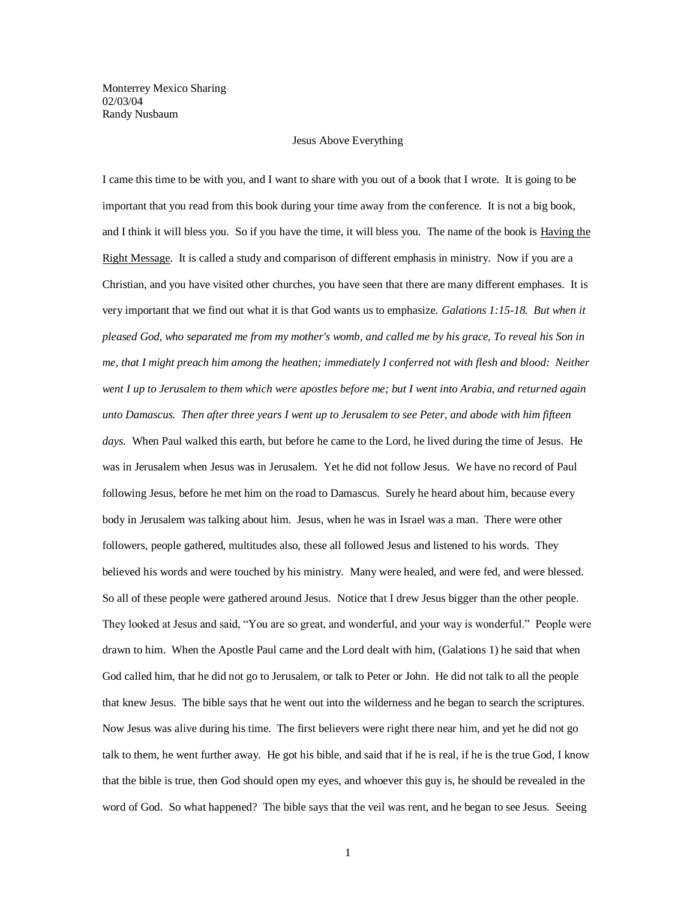Monterrey Mexico Sharing
02/03/04
Randy Nusbaum

## Jesus Above Everything

I came this time to be with you, and I want to share with you out of a book that I wrote. It is going to be important that you read from this book during your time away from the conference. It is not a big book, and I think it will bless you. So if you have the time, it will bless you. The name of the book is Having the Right Message. It is called a study and comparison of different emphasis in ministry. Now if you are a Christian, and you have visited other churches, you have seen that there are many different emphases. It is very important that we find out what it is that God wants us to emphasize. *Galations 1:15-18. But when it pleased God, who separated me from my mother's womb, and called me by his grace, To reveal his Son in me, that I might preach him among the heathen; immediately I conferred not with flesh and blood: Neither went I up to Jerusalem to them which were apostles before me; but I went into Arabia, and returned again unto Damascus. Then after three years I went up to Jerusalem to see Peter, and abode with him fifteen days.* When Paul walked this earth, but before he came to the Lord, he lived during the time of Jesus. He was in Jerusalem when Jesus was in Jerusalem. Yet he did not follow Jesus. We have no record of Paul following Jesus, before he met him on the road to Damascus. Surely he heard about him, because every body in Jerusalem was talking about him. Jesus, when he was in Israel was a man. There were other followers, people gathered, multitudes also, these all followed Jesus and listened to his words. They believed his words and were touched by his ministry. Many were healed, and were fed, and were blessed. So all of these people were gathered around Jesus. Notice that I drew Jesus bigger than the other people. They looked at Jesus and said, "You are so great, and wonderful, and your way is wonderful." People were drawn to him. When the Apostle Paul came and the Lord dealt with him, (Galations 1) he said that when God called him, that he did not go to Jerusalem, or talk to Peter or John. He did not talk to all the people that knew Jesus. The bible says that he went out into the wilderness and he began to search the scriptures. Now Jesus was alive during his time. The first believers were right there near him, and yet he did not go talk to them, he went further away. He got his bible, and said that if he is real, if he is the true God, I know that the bible is true, then God should open my eyes, and whoever this guy is, he should be revealed in the word of God. So what happened? The bible says that the veil was rent, and he began to see Jesus. Seeing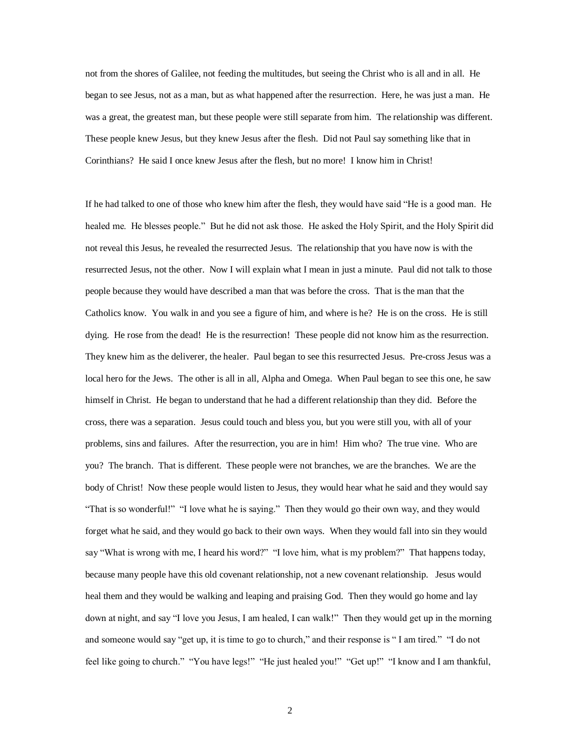not from the shores of Galilee, not feeding the multitudes, but seeing the Christ who is all and in all. He began to see Jesus, not as a man, but as what happened after the resurrection. Here, he was just a man. He was a great, the greatest man, but these people were still separate from him. The relationship was different. These people knew Jesus, but they knew Jesus after the flesh. Did not Paul say something like that in Corinthians? He said I once knew Jesus after the flesh, but no more! I know him in Christ!

If he had talked to one of those who knew him after the flesh, they would have said "He is a good man. He healed me. He blesses people." But he did not ask those. He asked the Holy Spirit, and the Holy Spirit did not reveal this Jesus, he revealed the resurrected Jesus. The relationship that you have now is with the resurrected Jesus, not the other. Now I will explain what I mean in just a minute. Paul did not talk to those people because they would have described a man that was before the cross. That is the man that the Catholics know. You walk in and you see a figure of him, and where is he? He is on the cross. He is still dying. He rose from the dead! He is the resurrection! These people did not know him as the resurrection. They knew him as the deliverer, the healer. Paul began to see this resurrected Jesus. Pre-cross Jesus was a local hero for the Jews. The other is all in all, Alpha and Omega. When Paul began to see this one, he saw himself in Christ. He began to understand that he had a different relationship than they did. Before the cross, there was a separation. Jesus could touch and bless you, but you were still you, with all of your problems, sins and failures. After the resurrection, you are in him! Him who? The true vine. Who are you? The branch. That is different. These people were not branches, we are the branches. We are the body of Christ! Now these people would listen to Jesus, they would hear what he said and they would say "That is so wonderful!" "I love what he is saying." Then they would go their own way, and they would forget what he said, and they would go back to their own ways. When they would fall into sin they would say "What is wrong with me, I heard his word?" "I love him, what is my problem?" That happens today, because many people have this old covenant relationship, not a new covenant relationship. Jesus would heal them and they would be walking and leaping and praising God. Then they would go home and lay down at night, and say "I love you Jesus, I am healed, I can walk!" Then they would get up in the morning and someone would say "get up, it is time to go to church," and their response is " I am tired." "I do not feel like going to church." "You have legs!" "He just healed you!" "Get up!" "I know and I am thankful,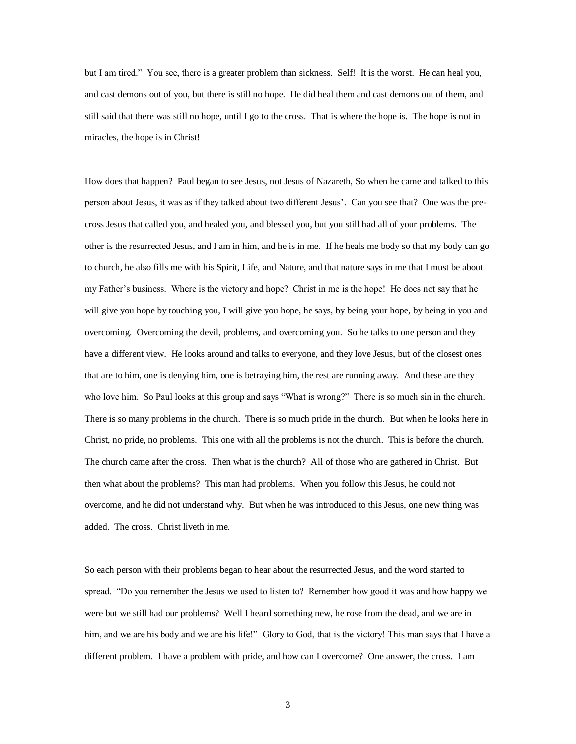but I am tired." You see, there is a greater problem than sickness. Self! It is the worst. He can heal you, and cast demons out of you, but there is still no hope. He did heal them and cast demons out of them, and still said that there was still no hope, until I go to the cross. That is where the hope is. The hope is not in miracles, the hope is in Christ!

How does that happen? Paul began to see Jesus, not Jesus of Nazareth, So when he came and talked to this person about Jesus, it was as if they talked about two different Jesus'. Can you see that? One was the pre-cross Jesus that called you, and healed you, and blessed you, but you still had all of your problems. The other is the resurrected Jesus, and I am in him, and he is in me. If he heals me body so that my body can go to church, he also fills me with his Spirit, Life, and Nature, and that nature says in me that I must be about my Father's business. Where is the victory and hope? Christ in me is the hope! He does not say that he will give you hope by touching you, I will give you hope, he says, by being your hope, by being in you and overcoming. Overcoming the devil, problems, and overcoming you. So he talks to one person and they have a different view. He looks around and talks to everyone, and they love Jesus, but of the closest ones that are to him, one is denying him, one is betraying him, the rest are running away. And these are they who love him. So Paul looks at this group and says "What is wrong?" There is so much sin in the church. There is so many problems in the church. There is so much pride in the church. But when he looks here in Christ, no pride, no problems. This one with all the problems is not the church. This is before the church. The church came after the cross. Then what is the church? All of those who are gathered in Christ. But then what about the problems? This man had problems. When you follow this Jesus, he could not overcome, and he did not understand why. But when he was introduced to this Jesus, one new thing was added. The cross. Christ liveth in me.

So each person with their problems began to hear about the resurrected Jesus, and the word started to spread. "Do you remember the Jesus we used to listen to? Remember how good it was and how happy we were but we still had our problems? Well I heard something new, he rose from the dead, and we are in him, and we are his body and we are his life!" Glory to God, that is the victory! This man says that I have a different problem. I have a problem with pride, and how can I overcome? One answer, the cross. I am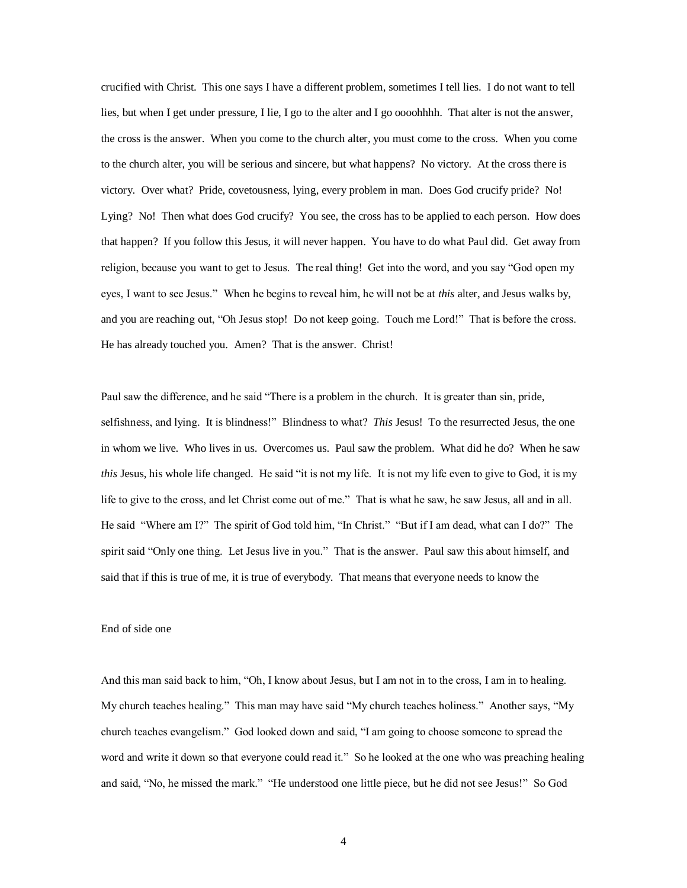crucified with Christ. This one says I have a different problem, sometimes I tell lies. I do not want to tell lies, but when I get under pressure, I lie, I go to the alter and I go oooohhhh. That alter is not the answer, the cross is the answer. When you come to the church alter, you must come to the cross. When you come to the church alter, you will be serious and sincere, but what happens? No victory. At the cross there is victory. Over what? Pride, covetousness, lying, every problem in man. Does God crucify pride? No! Lying? No! Then what does God crucify? You see, the cross has to be applied to each person. How does that happen? If you follow this Jesus, it will never happen. You have to do what Paul did. Get away from religion, because you want to get to Jesus. The real thing! Get into the word, and you say "God open my eyes, I want to see Jesus." When he begins to reveal him, he will not be at *this* alter, and Jesus walks by, and you are reaching out, "Oh Jesus stop! Do not keep going. Touch me Lord!" That is before the cross. He has already touched you. Amen? That is the answer. Christ!

Paul saw the difference, and he said "There is a problem in the church. It is greater than sin, pride, selfishness, and lying. It is blindness!" Blindness to what? *This* Jesus! To the resurrected Jesus, the one in whom we live. Who lives in us. Overcomes us. Paul saw the problem. What did he do? When he saw *this* Jesus, his whole life changed. He said "it is not my life. It is not my life even to give to God, it is my life to give to the cross, and let Christ come out of me." That is what he saw, he saw Jesus, all and in all. He said "Where am I?" The spirit of God told him, "In Christ." "But if I am dead, what can I do?" The spirit said "Only one thing. Let Jesus live in you." That is the answer. Paul saw this about himself, and said that if this is true of me, it is true of everybody. That means that everyone needs to know the

End of side one

And this man said back to him, "Oh, I know about Jesus, but I am not in to the cross, I am in to healing. My church teaches healing." This man may have said "My church teaches holiness." Another says, "My church teaches evangelism." God looked down and said, "I am going to choose someone to spread the word and write it down so that everyone could read it." So he looked at the one who was preaching healing and said, "No, he missed the mark." "He understood one little piece, but he did not see Jesus!" So God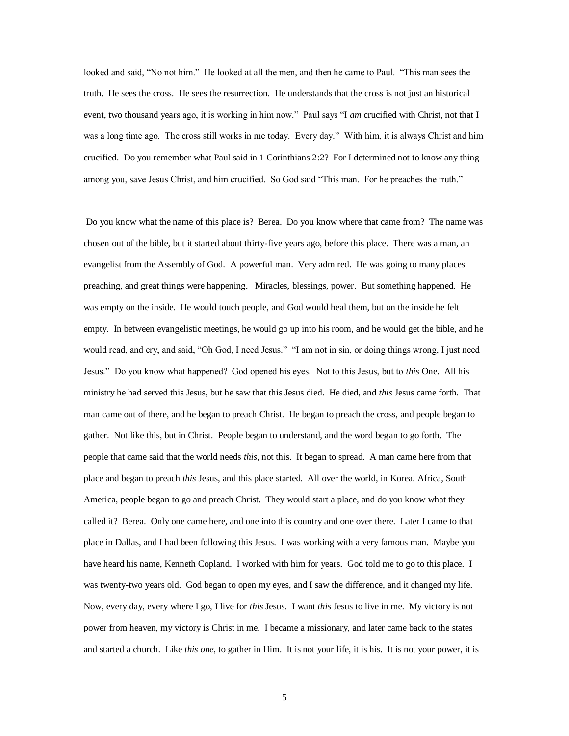looked and said, "No not him." He looked at all the men, and then he came to Paul. "This man sees the truth. He sees the cross. He sees the resurrection. He understands that the cross is not just an historical event, two thousand years ago, it is working in him now." Paul says "I *am* crucified with Christ, not that I was a long time ago. The cross still works in me today. Every day." With him, it is always Christ and him crucified. Do you remember what Paul said in 1 Corinthians 2:2? For I determined not to know any thing among you, save Jesus Christ, and him crucified. So God said "This man. For he preaches the truth."

Do you know what the name of this place is? Berea. Do you know where that came from? The name was chosen out of the bible, but it started about thirty-five years ago, before this place. There was a man, an evangelist from the Assembly of God. A powerful man. Very admired. He was going to many places preaching, and great things were happening. Miracles, blessings, power. But something happened. He was empty on the inside. He would touch people, and God would heal them, but on the inside he felt empty. In between evangelistic meetings, he would go up into his room, and he would get the bible, and he would read, and cry, and said, "Oh God, I need Jesus." "I am not in sin, or doing things wrong, I just need Jesus." Do you know what happened? God opened his eyes. Not to this Jesus, but to *this* One. All his ministry he had served this Jesus, but he saw that this Jesus died. He died, and *this* Jesus came forth. That man came out of there, and he began to preach Christ. He began to preach the cross, and people began to gather. Not like this, but in Christ. People began to understand, and the word began to go forth. The people that came said that the world needs *this,* not this. It began to spread. A man came here from that place and began to preach *this* Jesus, and this place started. All over the world, in Korea. Africa, South America, people began to go and preach Christ. They would start a place, and do you know what they called it? Berea. Only one came here, and one into this country and one over there. Later I came to that place in Dallas, and I had been following this Jesus. I was working with a very famous man. Maybe you have heard his name, Kenneth Copland. I worked with him for years. God told me to go to this place. I was twenty-two years old. God began to open my eyes, and I saw the difference, and it changed my life. Now, every day, every where I go, I live for *this* Jesus. I want *this* Jesus to live in me. My victory is not power from heaven, my victory is Christ in me. I became a missionary, and later came back to the states and started a church. Like *this one,* to gather in Him. It is not your life, it is his. It is not your power, it is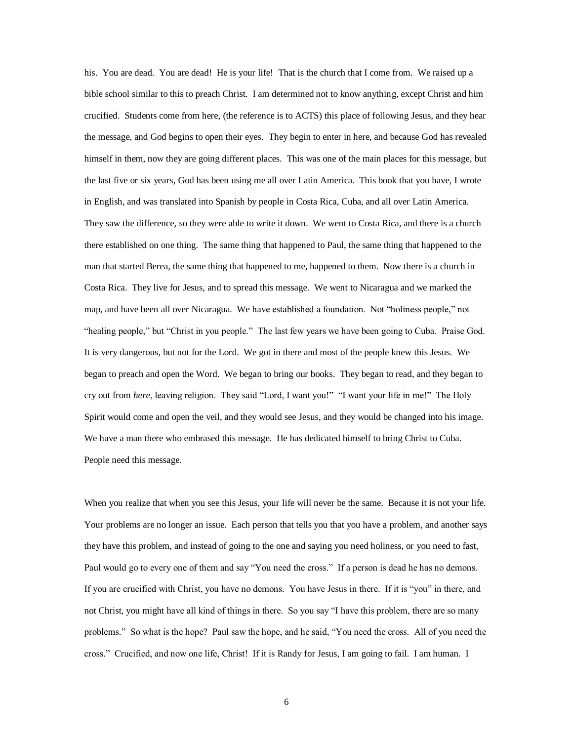his. You are dead. You are dead! He is your life! That is the church that I come from. We raised up a bible school similar to this to preach Christ. I am determined not to know anything, except Christ and him crucified. Students come from here, (the reference is to ACTS) this place of following Jesus, and they hear the message, and God begins to open their eyes. They begin to enter in here, and because God has revealed himself in them, now they are going different places. This was one of the main places for this message, but the last five or six years, God has been using me all over Latin America. This book that you have, I wrote in English, and was translated into Spanish by people in Costa Rica, Cuba, and all over Latin America. They saw the difference, so they were able to write it down. We went to Costa Rica, and there is a church there established on one thing. The same thing that happened to Paul, the same thing that happened to the man that started Berea, the same thing that happened to me, happened to them. Now there is a church in Costa Rica. They live for Jesus, and to spread this message. We went to Nicaragua and we marked the map, and have been all over Nicaragua. We have established a foundation. Not "holiness people," not "healing people," but "Christ in you people." The last few years we have been going to Cuba. Praise God. It is very dangerous, but not for the Lord. We got in there and most of the people knew this Jesus. We began to preach and open the Word. We began to bring our books. They began to read, and they began to cry out from *here*, leaving religion. They said "Lord, I want you!" "I want your life in me!" The Holy Spirit would come and open the veil, and they would see Jesus, and they would be changed into his image. We have a man there who embrased this message. He has dedicated himself to bring Christ to Cuba. People need this message.

When you realize that when you see this Jesus, your life will never be the same. Because it is not your life. Your problems are no longer an issue. Each person that tells you that you have a problem, and another says they have this problem, and instead of going to the one and saying you need holiness, or you need to fast, Paul would go to every one of them and say "You need the cross." If a person is dead he has no demons. If you are crucified with Christ, you have no demons. You have Jesus in there. If it is "you" in there, and not Christ, you might have all kind of things in there. So you say "I have this problem, there are so many problems." So what is the hope? Paul saw the hope, and he said, "You need the cross. All of you need the cross." Crucified, and now one life, Christ! If it is Randy for Jesus, I am going to fail. I am human. I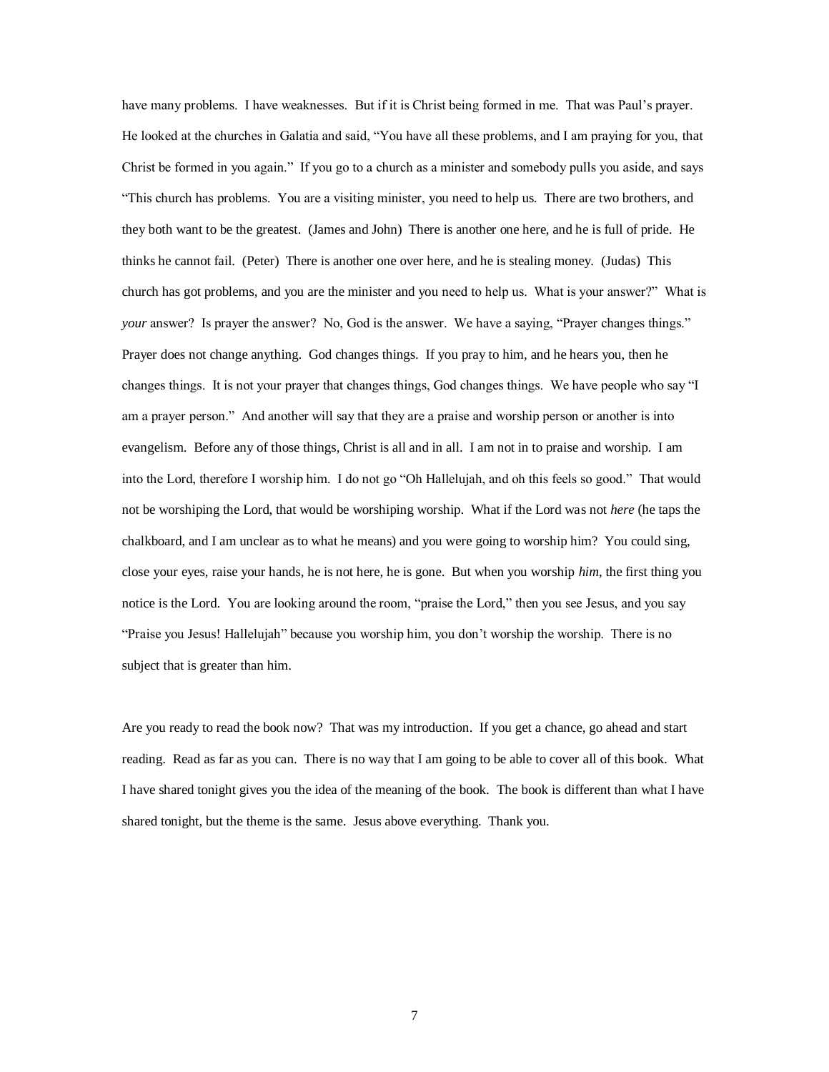have many problems. I have weaknesses. But if it is Christ being formed in me. That was Paul's prayer. He looked at the churches in Galatia and said, "You have all these problems, and I am praying for you, that Christ be formed in you again." If you go to a church as a minister and somebody pulls you aside, and says "This church has problems. You are a visiting minister, you need to help us. There are two brothers, and they both want to be the greatest. (James and John) There is another one here, and he is full of pride. He thinks he cannot fail. (Peter) There is another one over here, and he is stealing money. (Judas) This church has got problems, and you are the minister and you need to help us. What is your answer?" What is *your* answer? Is prayer the answer? No, God is the answer. We have a saying, "Prayer changes things." Prayer does not change anything. God changes things. If you pray to him, and he hears you, then he changes things. It is not your prayer that changes things, God changes things. We have people who say "I am a prayer person." And another will say that they are a praise and worship person or another is into evangelism. Before any of those things, Christ is all and in all. I am not in to praise and worship. I am into the Lord, therefore I worship him. I do not go "Oh Hallelujah, and oh this feels so good." That would not be worshiping the Lord, that would be worshiping worship. What if the Lord was not *here* (he taps the chalkboard, and I am unclear as to what he means) and you were going to worship him? You could sing, close your eyes, raise your hands, he is not here, he is gone. But when you worship *him*, the first thing you notice is the Lord. You are looking around the room, "praise the Lord," then you see Jesus, and you say "Praise you Jesus! Hallelujah" because you worship him, you don't worship the worship. There is no subject that is greater than him.

Are you ready to read the book now? That was my introduction. If you get a chance, go ahead and start reading. Read as far as you can. There is no way that I am going to be able to cover all of this book. What I have shared tonight gives you the idea of the meaning of the book. The book is different than what I have shared tonight, but the theme is the same. Jesus above everything. Thank you.